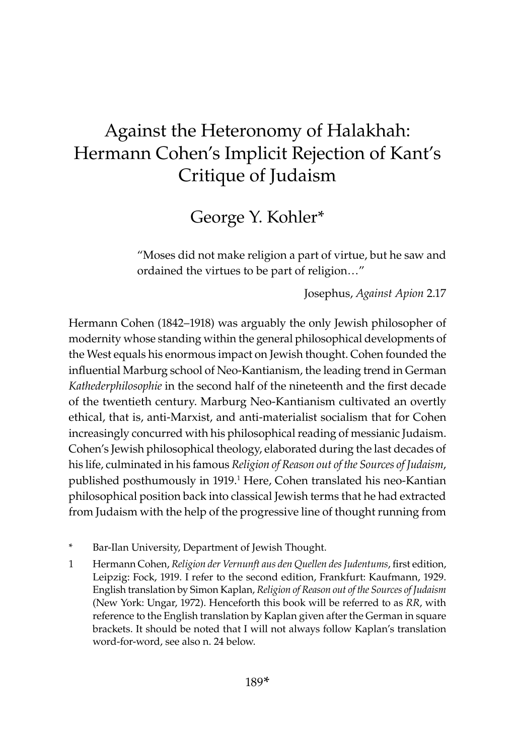# Against the Heteronomy of Halakhah: Hermann Cohen's Implicit Rejection of Kant's Critique of Judaism

George Y. Kohler*

> "Moses did not make religion a part of virtue, but he saw and ordained the virtues to be part of religion…"
>
> Josephus, *Against Apion* 2.17

Hermann Cohen (1842–1918) was arguably the only Jewish philosopher of modernity whose standing within the general philosophical developments of the West equals his enormous impact on Jewish thought. Cohen founded the influential Marburg school of Neo-Kantianism, the leading trend in German *Kathederphilosophie* in the second half of the nineteenth and the first decade of the twentieth century. Marburg Neo-Kantianism cultivated an overtly ethical, that is, anti-Marxist, and anti-materialist socialism that for Cohen increasingly concurred with his philosophical reading of messianic Judaism. Cohen's Jewish philosophical theology, elaborated during the last decades of his life, culminated in his famous *Religion of Reason out of the Sources of Judaism*, published posthumously in 1919.[1] Here, Cohen translated his neo-Kantian philosophical position back into classical Jewish terms that he had extracted from Judaism with the help of the progressive line of thought running from

---

\* Bar-Ilan University, Department of Jewish Thought.

1 Hermann Cohen, *Religion der Vernunft aus den Quellen des Judentums*, first edition, Leipzig: Fock, 1919. I refer to the second edition, Frankfurt: Kaufmann, 1929. English translation by Simon Kaplan, *Religion of Reason out of the Sources of Judaism* (New York: Ungar, 1972). Henceforth this book will be referred to as *RR*, with reference to the English translation by Kaplan given after the German in square brackets. It should be noted that I will not always follow Kaplan's translation word-for-word, see also n. 24 below.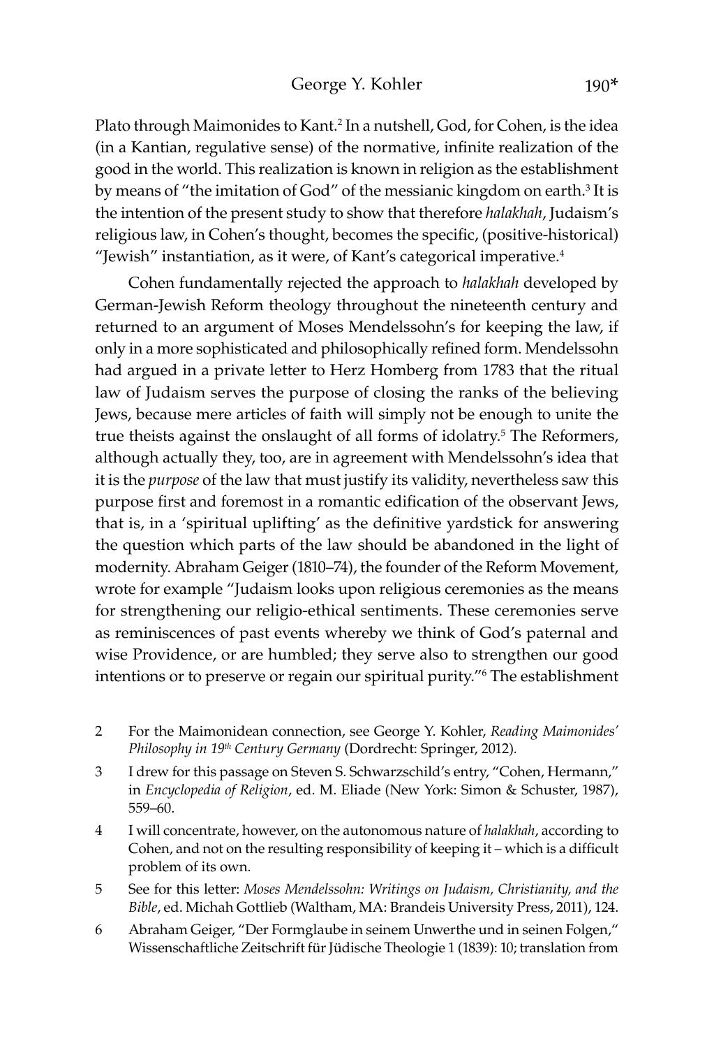Plato through Maimonides to Kant.[2] In a nutshell, God, for Cohen, is the idea (in a Kantian, regulative sense) of the normative, infinite realization of the good in the world. This realization is known in religion as the establishment by means of "the imitation of God" of the messianic kingdom on earth.[3] It is the intention of the present study to show that therefore *halakhah*, Judaism's religious law, in Cohen's thought, becomes the specific, (positive-historical) "Jewish" instantiation, as it were, of Kant's categorical imperative.[4]

Cohen fundamentally rejected the approach to *halakhah* developed by German-Jewish Reform theology throughout the nineteenth century and returned to an argument of Moses Mendelssohn's for keeping the law, if only in a more sophisticated and philosophically refined form. Mendelssohn had argued in a private letter to Herz Homberg from 1783 that the ritual law of Judaism serves the purpose of closing the ranks of the believing Jews, because mere articles of faith will simply not be enough to unite the true theists against the onslaught of all forms of idolatry.[5] The Reformers, although actually they, too, are in agreement with Mendelssohn's idea that it is the *purpose* of the law that must justify its validity, nevertheless saw this purpose first and foremost in a romantic edification of the observant Jews, that is, in a 'spiritual uplifting' as the definitive yardstick for answering the question which parts of the law should be abandoned in the light of modernity. Abraham Geiger (1810–74), the founder of the Reform Movement, wrote for example "Judaism looks upon religious ceremonies as the means for strengthening our religio-ethical sentiments. These ceremonies serve as reminiscences of past events whereby we think of God's paternal and wise Providence, or are humbled; they serve also to strengthen our good intentions or to preserve or regain our spiritual purity."[6] The establishment

2 For the Maimonidean connection, see George Y. Kohler, *Reading Maimonides' Philosophy in 19th Century Germany* (Dordrecht: Springer, 2012).

3 I drew for this passage on Steven S. Schwarzschild's entry, "Cohen, Hermann," in *Encyclopedia of Religion*, ed. M. Eliade (New York: Simon & Schuster, 1987), 559–60.

4 I will concentrate, however, on the autonomous nature of *halakhah*, according to Cohen, and not on the resulting responsibility of keeping it – which is a difficult problem of its own.

5 See for this letter: *Moses Mendelssohn: Writings on Judaism, Christianity, and the Bible*, ed. Michah Gottlieb (Waltham, MA: Brandeis University Press, 2011), 124.

6 Abraham Geiger, "Der Formglaube in seinem Unwerthe und in seinen Folgen," Wissenschaftliche Zeitschrift für Jüdische Theologie 1 (1839): 10; translation from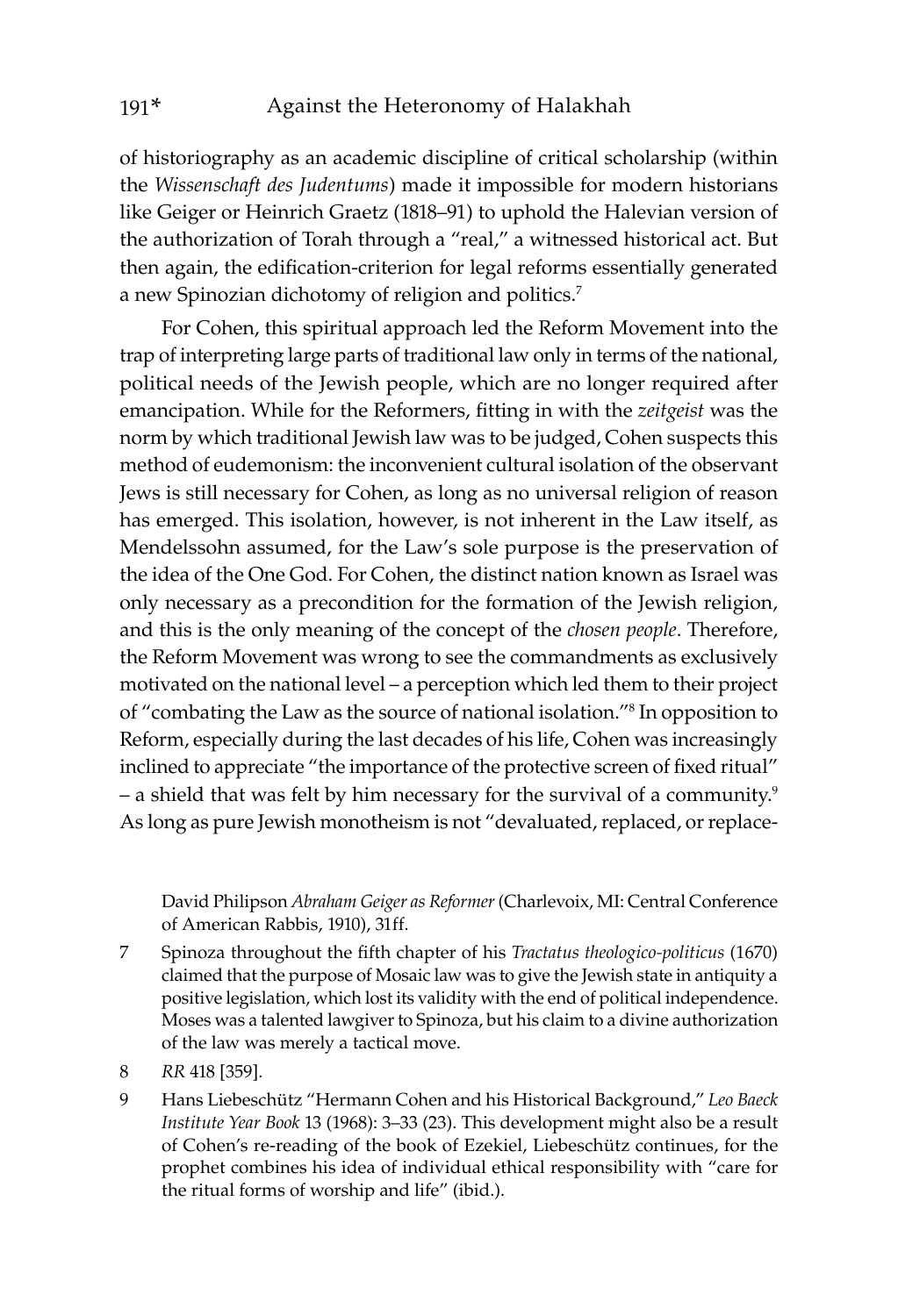of historiography as an academic discipline of critical scholarship (within the *Wissenschaft des Judentums*) made it impossible for modern historians like Geiger or Heinrich Graetz (1818–91) to uphold the Halevian version of the authorization of Torah through a "real," a witnessed historical act. But then again, the edification-criterion for legal reforms essentially generated a new Spinozian dichotomy of religion and politics.[7]

For Cohen, this spiritual approach led the Reform Movement into the trap of interpreting large parts of traditional law only in terms of the national, political needs of the Jewish people, which are no longer required after emancipation. While for the Reformers, fitting in with the *zeitgeist* was the norm by which traditional Jewish law was to be judged, Cohen suspects this method of eudemonism: the inconvenient cultural isolation of the observant Jews is still necessary for Cohen, as long as no universal religion of reason has emerged. This isolation, however, is not inherent in the Law itself, as Mendelssohn assumed, for the Law's sole purpose is the preservation of the idea of the One God. For Cohen, the distinct nation known as Israel was only necessary as a precondition for the formation of the Jewish religion, and this is the only meaning of the concept of the *chosen people*. Therefore, the Reform Movement was wrong to see the commandments as exclusively motivated on the national level – a perception which led them to their project of "combating the Law as the source of national isolation."[8] In opposition to Reform, especially during the last decades of his life, Cohen was increasingly inclined to appreciate "the importance of the protective screen of fixed ritual" – a shield that was felt by him necessary for the survival of a community.[9] As long as pure Jewish monotheism is not "devaluated, replaced, or replace-

David Philipson *Abraham Geiger as Reformer* (Charlevoix, MI: Central Conference of American Rabbis, 1910), 31ff.

7 Spinoza throughout the fifth chapter of his *Tractatus theologico-politicus* (1670) claimed that the purpose of Mosaic law was to give the Jewish state in antiquity a positive legislation, which lost its validity with the end of political independence. Moses was a talented lawgiver to Spinoza, but his claim to a divine authorization of the law was merely a tactical move.

8 *RR* 418 [359].

9 Hans Liebeschütz "Hermann Cohen and his Historical Background," *Leo Baeck Institute Year Book* 13 (1968): 3–33 (23). This development might also be a result of Cohen's re-reading of the book of Ezekiel, Liebeschütz continues, for the prophet combines his idea of individual ethical responsibility with "care for the ritual forms of worship and life" (ibid.).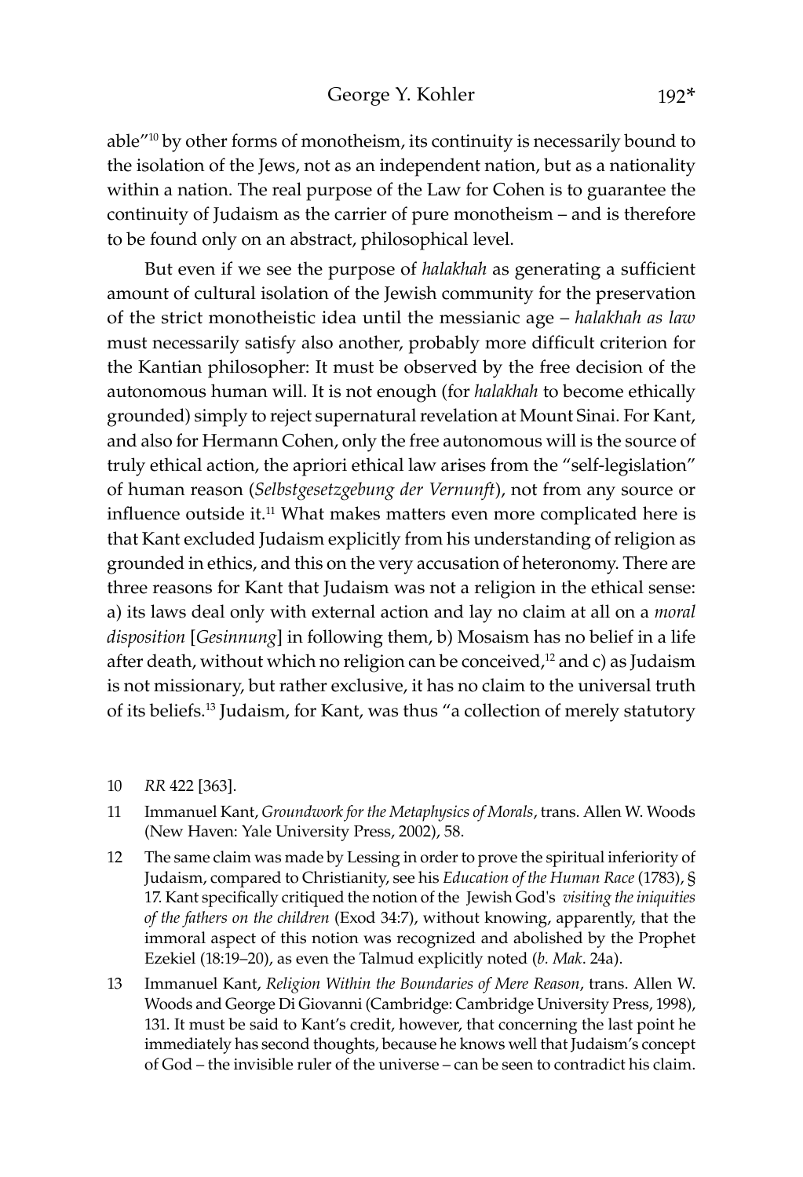able"[10] by other forms of monotheism, its continuity is necessarily bound to the isolation of the Jews, not as an independent nation, but as a nationality within a nation. The real purpose of the Law for Cohen is to guarantee the continuity of Judaism as the carrier of pure monotheism – and is therefore to be found only on an abstract, philosophical level.

But even if we see the purpose of *halakhah* as generating a sufficient amount of cultural isolation of the Jewish community for the preservation of the strict monotheistic idea until the messianic age – *halakhah as law* must necessarily satisfy also another, probably more difficult criterion for the Kantian philosopher: It must be observed by the free decision of the autonomous human will. It is not enough (for *halakhah* to become ethically grounded) simply to reject supernatural revelation at Mount Sinai. For Kant, and also for Hermann Cohen, only the free autonomous will is the source of truly ethical action, the apriori ethical law arises from the "self-legislation" of human reason (*Selbstgesetzgebung der Vernunft*), not from any source or influence outside it.[11] What makes matters even more complicated here is that Kant excluded Judaism explicitly from his understanding of religion as grounded in ethics, and this on the very accusation of heteronomy. There are three reasons for Kant that Judaism was not a religion in the ethical sense: a) its laws deal only with external action and lay no claim at all on a *moral disposition* [*Gesinnung*] in following them, b) Mosaism has no belief in a life after death, without which no religion can be conceived,[12] and c) as Judaism is not missionary, but rather exclusive, it has no claim to the universal truth of its beliefs.[13] Judaism, for Kant, was thus "a collection of merely statutory

10 *RR* 422 [363].

11 Immanuel Kant, *Groundwork for the Metaphysics of Morals*, trans. Allen W. Woods (New Haven: Yale University Press, 2002), 58.

12 The same claim was made by Lessing in order to prove the spiritual inferiority of Judaism, compared to Christianity, see his *Education of the Human Race* (1783), § 17. Kant specifically critiqued the notion of the Jewish God's *visiting the iniquities of the fathers on the children* (Exod 34:7), without knowing, apparently, that the immoral aspect of this notion was recognized and abolished by the Prophet Ezekiel (18:19–20), as even the Talmud explicitly noted (*b. Mak*. 24a).

13 Immanuel Kant, *Religion Within the Boundaries of Mere Reason*, trans. Allen W. Woods and George Di Giovanni (Cambridge: Cambridge University Press, 1998), 131. It must be said to Kant's credit, however, that concerning the last point he immediately has second thoughts, because he knows well that Judaism's concept of God – the invisible ruler of the universe – can be seen to contradict his claim.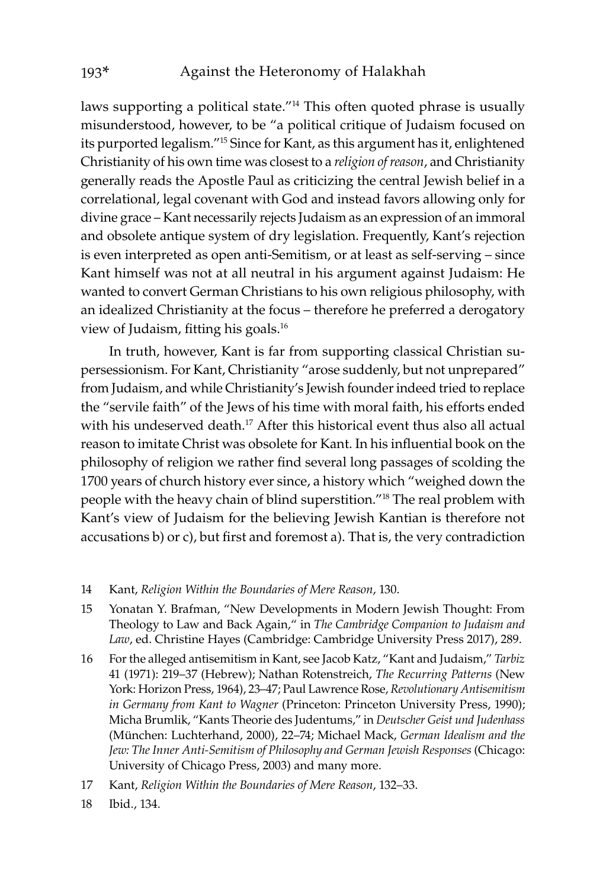laws supporting a political state."[14] This often quoted phrase is usually misunderstood, however, to be "a political critique of Judaism focused on its purported legalism."[15] Since for Kant, as this argument has it, enlightened Christianity of his own time was closest to a *religion of reason*, and Christianity generally reads the Apostle Paul as criticizing the central Jewish belief in a correlational, legal covenant with God and instead favors allowing only for divine grace – Kant necessarily rejects Judaism as an expression of an immoral and obsolete antique system of dry legislation. Frequently, Kant's rejection is even interpreted as open anti-Semitism, or at least as self-serving – since Kant himself was not at all neutral in his argument against Judaism: He wanted to convert German Christians to his own religious philosophy, with an idealized Christianity at the focus – therefore he preferred a derogatory view of Judaism, fitting his goals.[16]

In truth, however, Kant is far from supporting classical Christian supersessionism. For Kant, Christianity "arose suddenly, but not unprepared" from Judaism, and while Christianity's Jewish founder indeed tried to replace the "servile faith" of the Jews of his time with moral faith, his efforts ended with his undeserved death.[17] After this historical event thus also all actual reason to imitate Christ was obsolete for Kant. In his influential book on the philosophy of religion we rather find several long passages of scolding the 1700 years of church history ever since, a history which "weighed down the people with the heavy chain of blind superstition."[18] The real problem with Kant's view of Judaism for the believing Jewish Kantian is therefore not accusations b) or c), but first and foremost a). That is, the very contradiction

14 Kant, *Religion Within the Boundaries of Mere Reason*, 130.

15 Yonatan Y. Brafman, "New Developments in Modern Jewish Thought: From Theology to Law and Back Again," in *The Cambridge Companion to Judaism and Law*, ed. Christine Hayes (Cambridge: Cambridge University Press 2017), 289.

16 For the alleged antisemitism in Kant, see Jacob Katz, "Kant and Judaism," *Tarbiz* 41 (1971): 219–37 (Hebrew); Nathan Rotenstreich, *The Recurring Patterns* (New York: Horizon Press, 1964), 23–47; Paul Lawrence Rose, *Revolutionary Antisemitism in Germany from Kant to Wagner* (Princeton: Princeton University Press, 1990); Micha Brumlik, "Kants Theorie des Judentums," in *Deutscher Geist und Judenhass* (München: Luchterhand, 2000), 22–74; Michael Mack, *German Idealism and the Jew: The Inner Anti-Semitism of Philosophy and German Jewish Responses* (Chicago: University of Chicago Press, 2003) and many more.

17 Kant, *Religion Within the Boundaries of Mere Reason*, 132–33.

18 Ibid., 134.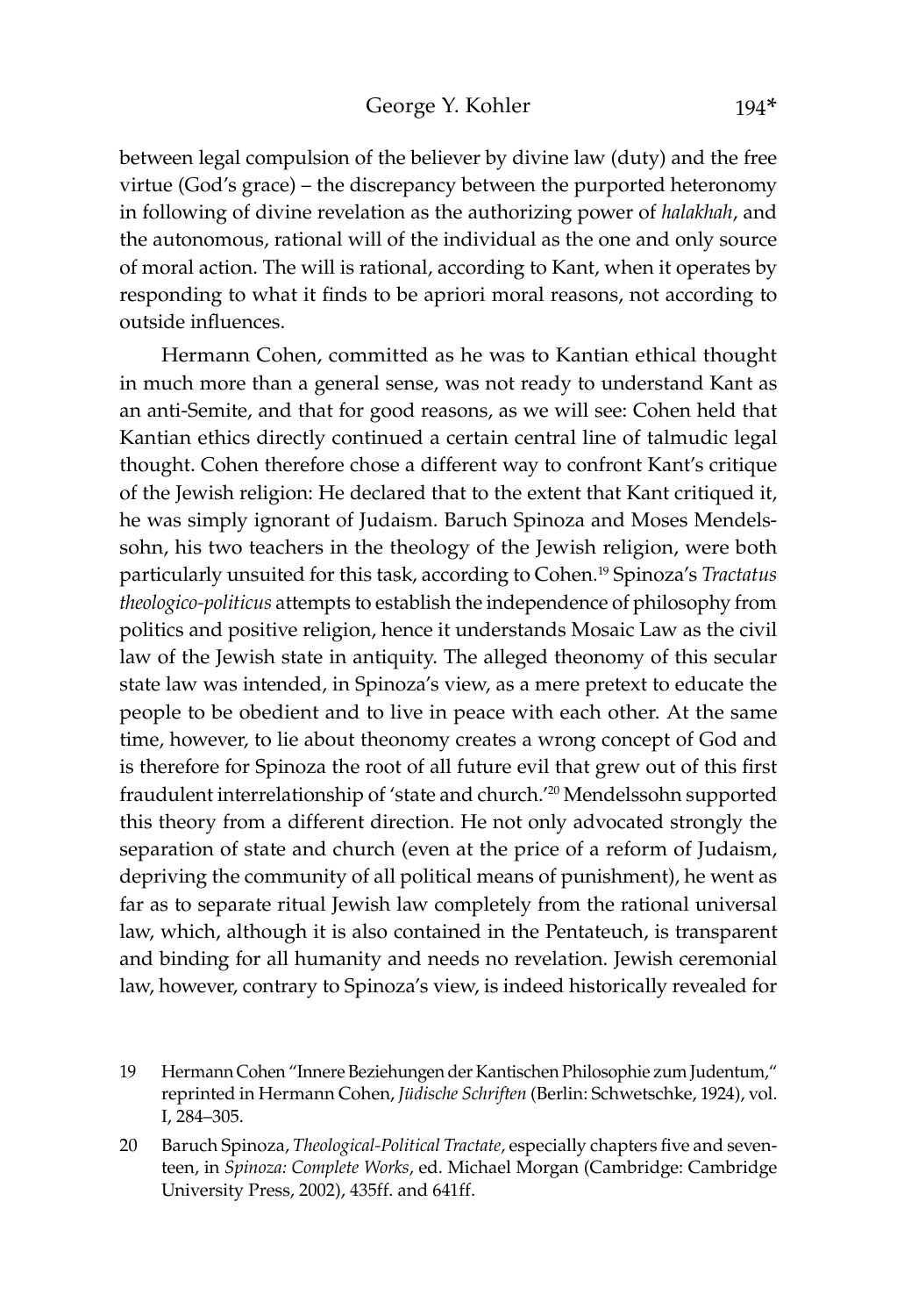between legal compulsion of the believer by divine law (duty) and the free virtue (God's grace) – the discrepancy between the purported heteronomy in following of divine revelation as the authorizing power of *halakhah*, and the autonomous, rational will of the individual as the one and only source of moral action. The will is rational, according to Kant, when it operates by responding to what it finds to be apriori moral reasons, not according to outside influences.

Hermann Cohen, committed as he was to Kantian ethical thought in much more than a general sense, was not ready to understand Kant as an anti-Semite, and that for good reasons, as we will see: Cohen held that Kantian ethics directly continued a certain central line of talmudic legal thought. Cohen therefore chose a different way to confront Kant's critique of the Jewish religion: He declared that to the extent that Kant critiqued it, he was simply ignorant of Judaism. Baruch Spinoza and Moses Mendelssohn, his two teachers in the theology of the Jewish religion, were both particularly unsuited for this task, according to Cohen.[19] Spinoza's *Tractatus theologico-politicus* attempts to establish the independence of philosophy from politics and positive religion, hence it understands Mosaic Law as the civil law of the Jewish state in antiquity. The alleged theonomy of this secular state law was intended, in Spinoza's view, as a mere pretext to educate the people to be obedient and to live in peace with each other. At the same time, however, to lie about theonomy creates a wrong concept of God and is therefore for Spinoza the root of all future evil that grew out of this first fraudulent interrelationship of 'state and church.'[20] Mendelssohn supported this theory from a different direction. He not only advocated strongly the separation of state and church (even at the price of a reform of Judaism, depriving the community of all political means of punishment), he went as far as to separate ritual Jewish law completely from the rational universal law, which, although it is also contained in the Pentateuch, is transparent and binding for all humanity and needs no revelation. Jewish ceremonial law, however, contrary to Spinoza's view, is indeed historically revealed for

19 Hermann Cohen "Innere Beziehungen der Kantischen Philosophie zum Judentum," reprinted in Hermann Cohen, *Jüdische Schriften* (Berlin: Schwetschke, 1924), vol. I, 284–305.

20 Baruch Spinoza, *Theological-Political Tractate*, especially chapters five and seventeen, in *Spinoza: Complete Works*, ed. Michael Morgan (Cambridge: Cambridge University Press, 2002), 435ff. and 641ff.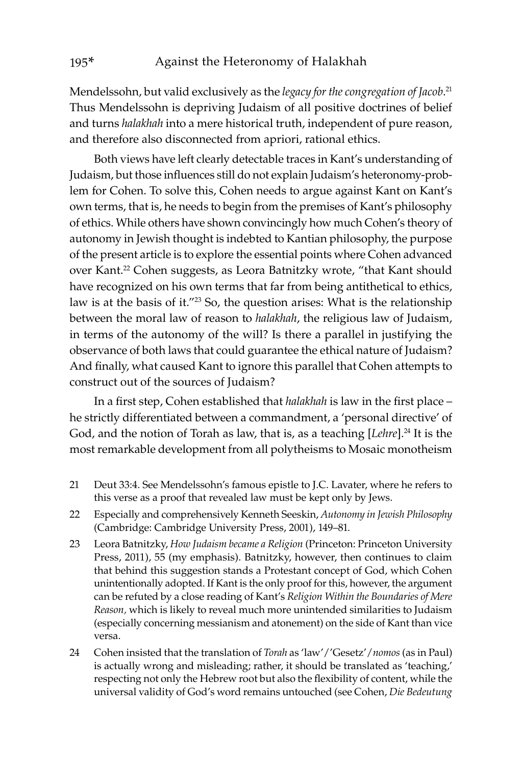Mendelssohn, but valid exclusively as the *legacy for the congregation of Jacob*.[21] Thus Mendelssohn is depriving Judaism of all positive doctrines of belief and turns *halakhah* into a mere historical truth, independent of pure reason, and therefore also disconnected from apriori, rational ethics.

Both views have left clearly detectable traces in Kant's understanding of Judaism, but those influences still do not explain Judaism's heteronomy-problem for Cohen. To solve this, Cohen needs to argue against Kant on Kant's own terms, that is, he needs to begin from the premises of Kant's philosophy of ethics. While others have shown convincingly how much Cohen's theory of autonomy in Jewish thought is indebted to Kantian philosophy, the purpose of the present article is to explore the essential points where Cohen advanced over Kant.[22] Cohen suggests, as Leora Batnitzky wrote, "that Kant should have recognized on his own terms that far from being antithetical to ethics, law is at the basis of it."[23] So, the question arises: What is the relationship between the moral law of reason to *halakhah*, the religious law of Judaism, in terms of the autonomy of the will? Is there a parallel in justifying the observance of both laws that could guarantee the ethical nature of Judaism? And finally, what caused Kant to ignore this parallel that Cohen attempts to construct out of the sources of Judaism?

In a first step, Cohen established that *halakhah* is law in the first place – he strictly differentiated between a commandment, a 'personal directive' of God, and the notion of Torah as law, that is, as a teaching [*Lehre*].[24] It is the most remarkable development from all polytheisms to Mosaic monotheism

21 Deut 33:4. See Mendelssohn's famous epistle to J.C. Lavater, where he refers to this verse as a proof that revealed law must be kept only by Jews.

22 Especially and comprehensively Kenneth Seeskin, *Autonomy in Jewish Philosophy* (Cambridge: Cambridge University Press, 2001), 149–81.

23 Leora Batnitzky, *How Judaism became a Religion* (Princeton: Princeton University Press, 2011), 55 (my emphasis). Batnitzky, however, then continues to claim that behind this suggestion stands a Protestant concept of God, which Cohen unintentionally adopted. If Kant is the only proof for this, however, the argument can be refuted by a close reading of Kant's *Religion Within the Boundaries of Mere Reason,* which is likely to reveal much more unintended similarities to Judaism (especially concerning messianism and atonement) on the side of Kant than vice versa.

24 Cohen insisted that the translation of *Torah* as 'law'/'Gesetz'/*nomos* (as in Paul) is actually wrong and misleading; rather, it should be translated as 'teaching,' respecting not only the Hebrew root but also the flexibility of content, while the universal validity of God's word remains untouched (see Cohen, *Die Bedeutung*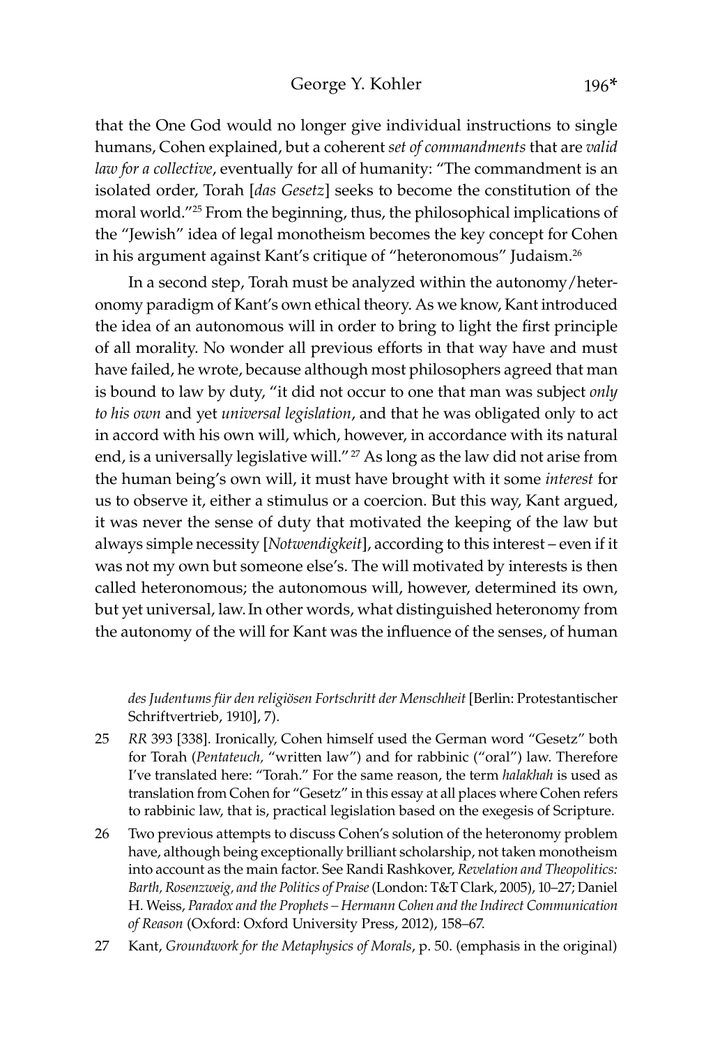that the One God would no longer give individual instructions to single humans, Cohen explained, but a coherent *set of commandments* that are *valid law for a collective*, eventually for all of humanity: "The commandment is an isolated order, Torah [*das Gesetz*] seeks to become the constitution of the moral world."[25] From the beginning, thus, the philosophical implications of the "Jewish" idea of legal monotheism becomes the key concept for Cohen in his argument against Kant's critique of "heteronomous" Judaism.[26]

In a second step, Torah must be analyzed within the autonomy/heteronomy paradigm of Kant's own ethical theory. As we know, Kant introduced the idea of an autonomous will in order to bring to light the first principle of all morality. No wonder all previous efforts in that way have and must have failed, he wrote, because although most philosophers agreed that man is bound to law by duty, "it did not occur to one that man was subject *only to his own* and yet *universal legislation*, and that he was obligated only to act in accord with his own will, which, however, in accordance with its natural end, is a universally legislative will."[27] As long as the law did not arise from the human being's own will, it must have brought with it some *interest* for us to observe it, either a stimulus or a coercion. But this way, Kant argued, it was never the sense of duty that motivated the keeping of the law but always simple necessity [*Notwendigkeit*], according to this interest – even if it was not my own but someone else's. The will motivated by interests is then called heteronomous; the autonomous will, however, determined its own, but yet universal, law. In other words, what distinguished heteronomy from the autonomy of the will for Kant was the influence of the senses, of human

*des Judentums für den religiösen Fortschritt der Menschheit* [Berlin: Protestantischer Schriftvertrieb, 1910], 7).

25 *RR* 393 [338]. Ironically, Cohen himself used the German word "Gesetz" both for Torah (*Pentateuch*, "written law") and for rabbinic ("oral") law. Therefore I've translated here: "Torah." For the same reason, the term *halakhah* is used as translation from Cohen for "Gesetz" in this essay at all places where Cohen refers to rabbinic law, that is, practical legislation based on the exegesis of Scripture.

26 Two previous attempts to discuss Cohen's solution of the heteronomy problem have, although being exceptionally brilliant scholarship, not taken monotheism into account as the main factor. See Randi Rashkover, *Revelation and Theopolitics: Barth, Rosenzweig, and the Politics of Praise* (London: T&T Clark, 2005), 10–27; Daniel H. Weiss, *Paradox and the Prophets – Hermann Cohen and the Indirect Communication of Reason* (Oxford: Oxford University Press, 2012), 158–67.

27 Kant, *Groundwork for the Metaphysics of Morals*, p. 50. (emphasis in the original)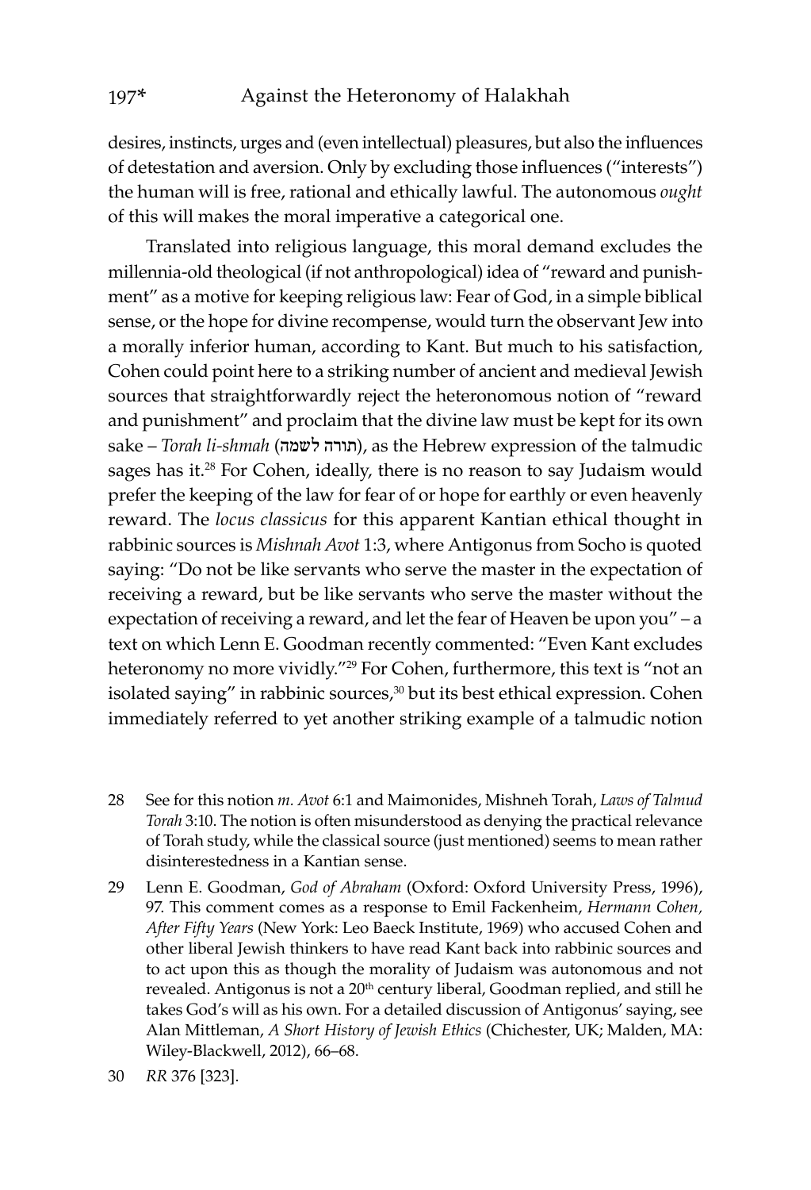desires, instincts, urges and (even intellectual) pleasures, but also the influences of detestation and aversion. Only by excluding those influences ("interests") the human will is free, rational and ethically lawful. The autonomous *ought* of this will makes the moral imperative a categorical one.

Translated into religious language, this moral demand excludes the millennia-old theological (if not anthropological) idea of "reward and punishment" as a motive for keeping religious law: Fear of God, in a simple biblical sense, or the hope for divine recompense, would turn the observant Jew into a morally inferior human, according to Kant. But much to his satisfaction, Cohen could point here to a striking number of ancient and medieval Jewish sources that straightforwardly reject the heteronomous notion of "reward and punishment" and proclaim that the divine law must be kept for its own sake – *Torah li-shmah* (תורה לשמה), as the Hebrew expression of the talmudic sages has it.[28] For Cohen, ideally, there is no reason to say Judaism would prefer the keeping of the law for fear of or hope for earthly or even heavenly reward. The *locus classicus* for this apparent Kantian ethical thought in rabbinic sources is *Mishnah Avot* 1:3, where Antigonus from Socho is quoted saying: "Do not be like servants who serve the master in the expectation of receiving a reward, but be like servants who serve the master without the expectation of receiving a reward, and let the fear of Heaven be upon you" – a text on which Lenn E. Goodman recently commented: "Even Kant excludes heteronomy no more vividly."[29] For Cohen, furthermore, this text is "not an isolated saying" in rabbinic sources,[30] but its best ethical expression. Cohen immediately referred to yet another striking example of a talmudic notion

28 See for this notion *m. Avot* 6:1 and Maimonides, Mishneh Torah, *Laws of Talmud Torah* 3:10. The notion is often misunderstood as denying the practical relevance of Torah study, while the classical source (just mentioned) seems to mean rather disinterestedness in a Kantian sense.

29 Lenn E. Goodman, *God of Abraham* (Oxford: Oxford University Press, 1996), 97. This comment comes as a response to Emil Fackenheim, *Hermann Cohen, After Fifty Years* (New York: Leo Baeck Institute, 1969) who accused Cohen and other liberal Jewish thinkers to have read Kant back into rabbinic sources and to act upon this as though the morality of Judaism was autonomous and not revealed. Antigonus is not a 20th century liberal, Goodman replied, and still he takes God's will as his own. For a detailed discussion of Antigonus' saying, see Alan Mittleman, *A Short History of Jewish Ethics* (Chichester, UK; Malden, MA: Wiley-Blackwell, 2012), 66–68.

30 *RR* 376 [323].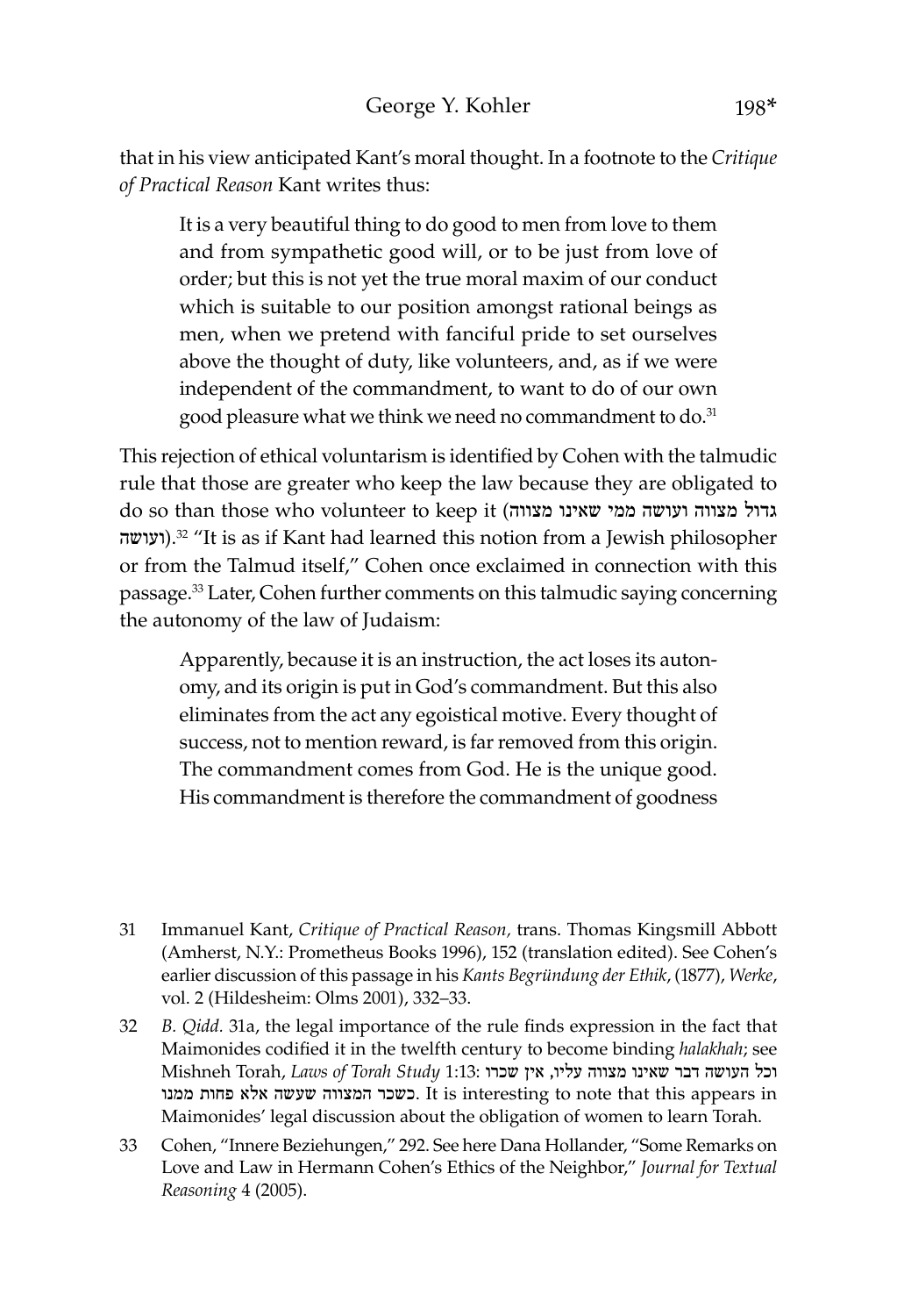that in his view anticipated Kant's moral thought. In a footnote to the *Critique of Practical Reason* Kant writes thus:

> It is a very beautiful thing to do good to men from love to them and from sympathetic good will, or to be just from love of order; but this is not yet the true moral maxim of our conduct which is suitable to our position amongst rational beings as men, when we pretend with fanciful pride to set ourselves above the thought of duty, like volunteers, and, as if we were independent of the commandment, to want to do of our own good pleasure what we think we need no commandment to do.[31]

This rejection of ethical voluntarism is identified by Cohen with the talmudic rule that those are greater who keep the law because they are obligated to do so than those who volunteer to keep it (גדול מצווה ועושה ממי שאינו מצווה ועושה).[32] "It is as if Kant had learned this notion from a Jewish philosopher or from the Talmud itself," Cohen once exclaimed in connection with this passage.[33] Later, Cohen further comments on this talmudic saying concerning the autonomy of the law of Judaism:

> Apparently, because it is an instruction, the act loses its autonomy, and its origin is put in God's commandment. But this also eliminates from the act any egoistical motive. Every thought of success, not to mention reward, is far removed from this origin. The commandment comes from God. He is the unique good. His commandment is therefore the commandment of goodness

---

31 Immanuel Kant, *Critique of Practical Reason*, trans. Thomas Kingsmill Abbott (Amherst, N.Y.: Prometheus Books 1996), 152 (translation edited). See Cohen's earlier discussion of this passage in his *Kants Begründung der Ethik*, (1877), *Werke*, vol. 2 (Hildesheim: Olms 2001), 332–33.

32 *B. Qidd.* 31a, the legal importance of the rule finds expression in the fact that Maimonides codified it in the twelfth century to become binding *halakhah*; see Mishneh Torah, *Laws of Torah Study* 1:13: וכל העושה דבר שאינו מצווה עליו, אין שכרו כשכר המצווה שעשה אלא פחות ממנו. It is interesting to note that this appears in Maimonides' legal discussion about the obligation of women to learn Torah.

33 Cohen, "Innere Beziehungen," 292. See here Dana Hollander, "Some Remarks on Love and Law in Hermann Cohen's Ethics of the Neighbor," *Journal for Textual Reasoning* 4 (2005).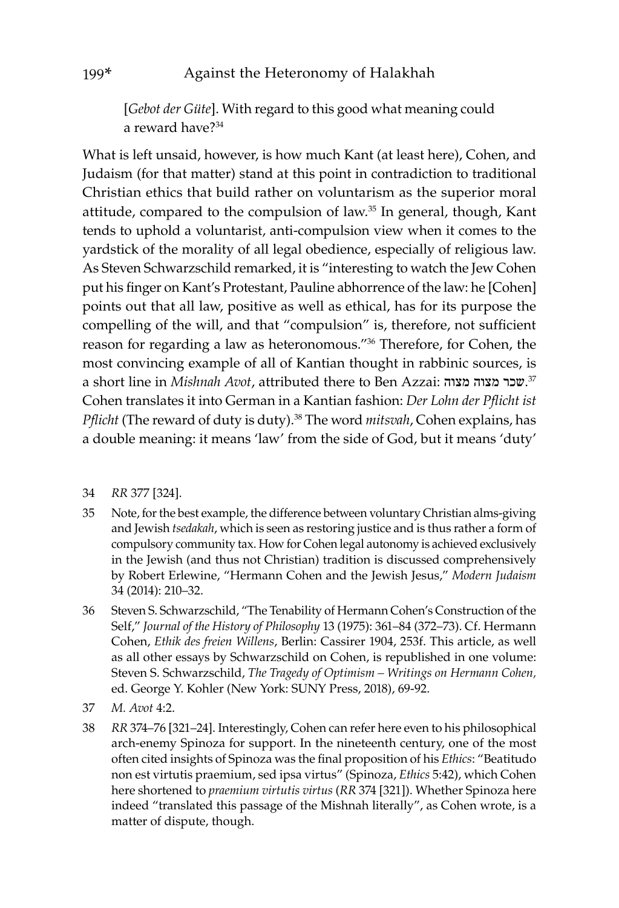[*Gebot der Güte*]. With regard to this good what meaning could a reward have?[34]

What is left unsaid, however, is how much Kant (at least here), Cohen, and Judaism (for that matter) stand at this point in contradiction to traditional Christian ethics that build rather on voluntarism as the superior moral attitude, compared to the compulsion of law.[35] In general, though, Kant tends to uphold a voluntarist, anti-compulsion view when it comes to the yardstick of the morality of all legal obedience, especially of religious law. As Steven Schwarzschild remarked, it is "interesting to watch the Jew Cohen put his finger on Kant's Protestant, Pauline abhorrence of the law: he [Cohen] points out that all law, positive as well as ethical, has for its purpose the compelling of the will, and that "compulsion" is, therefore, not sufficient reason for regarding a law as heteronomous."[36] Therefore, for Cohen, the most convincing example of all of Kantian thought in rabbinic sources, is a short line in *Mishnah Avot*, attributed there to Ben Azzai: שכר מצוה מצוה.[37] Cohen translates it into German in a Kantian fashion: *Der Lohn der Pflicht ist Pflicht* (The reward of duty is duty).[38] The word *mitsvah*, Cohen explains, has a double meaning: it means 'law' from the side of God, but it means 'duty'

34 *RR* 377 [324].

35 Note, for the best example, the difference between voluntary Christian alms-giving and Jewish *tsedakah*, which is seen as restoring justice and is thus rather a form of compulsory community tax. How for Cohen legal autonomy is achieved exclusively in the Jewish (and thus not Christian) tradition is discussed comprehensively by Robert Erlewine, "Hermann Cohen and the Jewish Jesus," *Modern Judaism* 34 (2014): 210–32.

36 Steven S. Schwarzschild, "The Tenability of Hermann Cohen's Construction of the Self," *Journal of the History of Philosophy* 13 (1975): 361–84 (372–73). Cf. Hermann Cohen, *Ethik des freien Willens*, Berlin: Cassirer 1904, 253f. This article, as well as all other essays by Schwarzschild on Cohen, is republished in one volume: Steven S. Schwarzschild, *The Tragedy of Optimism – Writings on Hermann Cohen,* ed. George Y. Kohler (New York: SUNY Press, 2018), 69-92.

37 *M. Avot* 4:2.

38 *RR* 374–76 [321–24]. Interestingly, Cohen can refer here even to his philosophical arch-enemy Spinoza for support. In the nineteenth century, one of the most often cited insights of Spinoza was the final proposition of his *Ethics*: "Beatitudo non est virtutis praemium, sed ipsa virtus" (Spinoza, *Ethics* 5:42), which Cohen here shortened to *praemium virtutis virtus* (*RR* 374 [321]). Whether Spinoza here indeed "translated this passage of the Mishnah literally", as Cohen wrote, is a matter of dispute, though.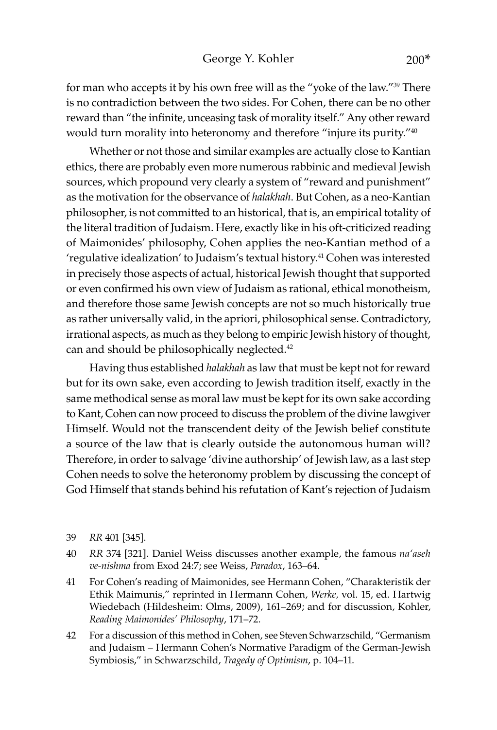for man who accepts it by his own free will as the "yoke of the law."[39] There is no contradiction between the two sides. For Cohen, there can be no other reward than "the infinite, unceasing task of morality itself." Any other reward would turn morality into heteronomy and therefore "injure its purity."[40]

Whether or not those and similar examples are actually close to Kantian ethics, there are probably even more numerous rabbinic and medieval Jewish sources, which propound very clearly a system of "reward and punishment" as the motivation for the observance of *halakhah*. But Cohen, as a neo-Kantian philosopher, is not committed to an historical, that is, an empirical totality of the literal tradition of Judaism. Here, exactly like in his oft-criticized reading of Maimonides' philosophy, Cohen applies the neo-Kantian method of a 'regulative idealization' to Judaism's textual history.[41] Cohen was interested in precisely those aspects of actual, historical Jewish thought that supported or even confirmed his own view of Judaism as rational, ethical monotheism, and therefore those same Jewish concepts are not so much historically true as rather universally valid, in the apriori, philosophical sense. Contradictory, irrational aspects, as much as they belong to empiric Jewish history of thought, can and should be philosophically neglected.[42]

Having thus established *halakhah* as law that must be kept not for reward but for its own sake, even according to Jewish tradition itself, exactly in the same methodical sense as moral law must be kept for its own sake according to Kant, Cohen can now proceed to discuss the problem of the divine lawgiver Himself. Would not the transcendent deity of the Jewish belief constitute a source of the law that is clearly outside the autonomous human will? Therefore, in order to salvage 'divine authorship' of Jewish law, as a last step Cohen needs to solve the heteronomy problem by discussing the concept of God Himself that stands behind his refutation of Kant's rejection of Judaism

39 *RR* 401 [345].

40 *RR* 374 [321]. Daniel Weiss discusses another example, the famous *na'aseh ve-nishma* from Exod 24:7; see Weiss, *Paradox*, 163–64.

41 For Cohen's reading of Maimonides, see Hermann Cohen, "Charakteristik der Ethik Maimunis," reprinted in Hermann Cohen, *Werke*, vol. 15, ed. Hartwig Wiedebach (Hildesheim: Olms, 2009), 161–269; and for discussion, Kohler, *Reading Maimonides' Philosophy*, 171–72.

42 For a discussion of this method in Cohen, see Steven Schwarzschild, "Germanism and Judaism – Hermann Cohen's Normative Paradigm of the German-Jewish Symbiosis," in Schwarzschild, *Tragedy of Optimism*, p. 104–11.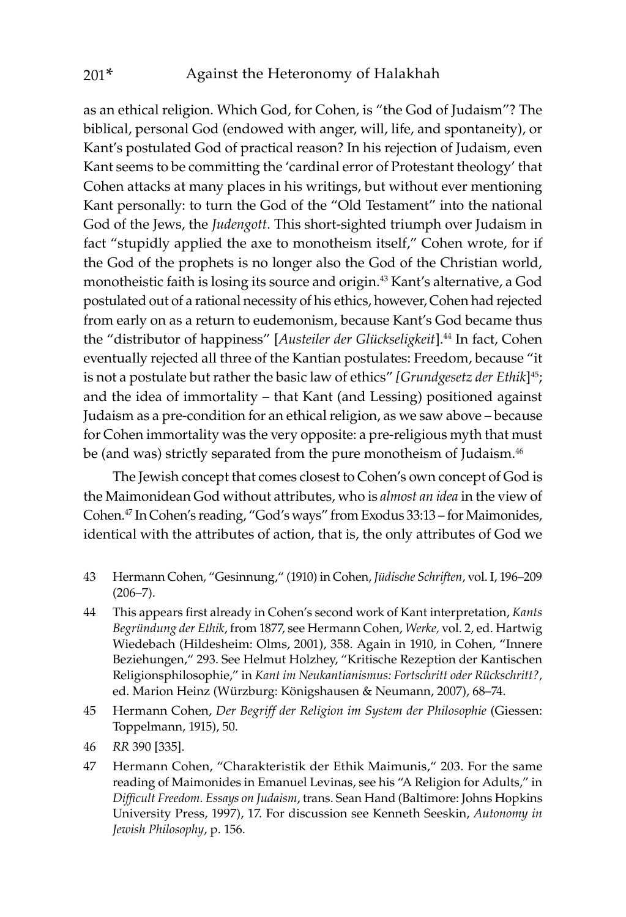as an ethical religion. Which God, for Cohen, is "the God of Judaism"? The biblical, personal God (endowed with anger, will, life, and spontaneity), or Kant's postulated God of practical reason? In his rejection of Judaism, even Kant seems to be committing the 'cardinal error of Protestant theology' that Cohen attacks at many places in his writings, but without ever mentioning Kant personally: to turn the God of the "Old Testament" into the national God of the Jews, the *Judengott*. This short-sighted triumph over Judaism in fact "stupidly applied the axe to monotheism itself," Cohen wrote, for if the God of the prophets is no longer also the God of the Christian world, monotheistic faith is losing its source and origin.[43] Kant's alternative, a God postulated out of a rational necessity of his ethics, however, Cohen had rejected from early on as a return to eudemonism, because Kant's God became thus the "distributor of happiness" [*Austeiler der Glückseligkeit*].[44] In fact, Cohen eventually rejected all three of the Kantian postulates: Freedom, because "it is not a postulate but rather the basic law of ethics" *[Grundgesetz der Ethik*][45]; and the idea of immortality – that Kant (and Lessing) positioned against Judaism as a pre-condition for an ethical religion, as we saw above – because for Cohen immortality was the very opposite: a pre-religious myth that must be (and was) strictly separated from the pure monotheism of Judaism.[46]

The Jewish concept that comes closest to Cohen's own concept of God is the Maimonidean God without attributes, who is *almost an idea* in the view of Cohen.[47] In Cohen's reading, "God's ways" from Exodus 33:13 – for Maimonides, identical with the attributes of action, that is, the only attributes of God we

43 Hermann Cohen, "Gesinnung," (1910) in Cohen, *Jüdische Schriften*, vol. I, 196–209 (206–7).

44 This appears first already in Cohen's second work of Kant interpretation, *Kants Begründung der Ethik*, from 1877, see Hermann Cohen, *Werke,* vol. 2, ed. Hartwig Wiedebach (Hildesheim: Olms, 2001), 358. Again in 1910, in Cohen, "Innere Beziehungen," 293. See Helmut Holzhey, "Kritische Rezeption der Kantischen Religionsphilosophie," in *Kant im Neukantianismus: Fortschritt oder Rückschritt?*, ed. Marion Heinz (Würzburg: Königshausen & Neumann, 2007), 68–74.

45 Hermann Cohen, *Der Begriff der Religion im System der Philosophie* (Giessen: Toppelmann, 1915), 50.

46 *RR* 390 [335].

47 Hermann Cohen, "Charakteristik der Ethik Maimunis," 203. For the same reading of Maimonides in Emanuel Levinas, see his "A Religion for Adults," in *Difficult Freedom. Essays on Judaism*, trans. Sean Hand (Baltimore: Johns Hopkins University Press, 1997), 17. For discussion see Kenneth Seeskin, *Autonomy in Jewish Philosophy*, p. 156.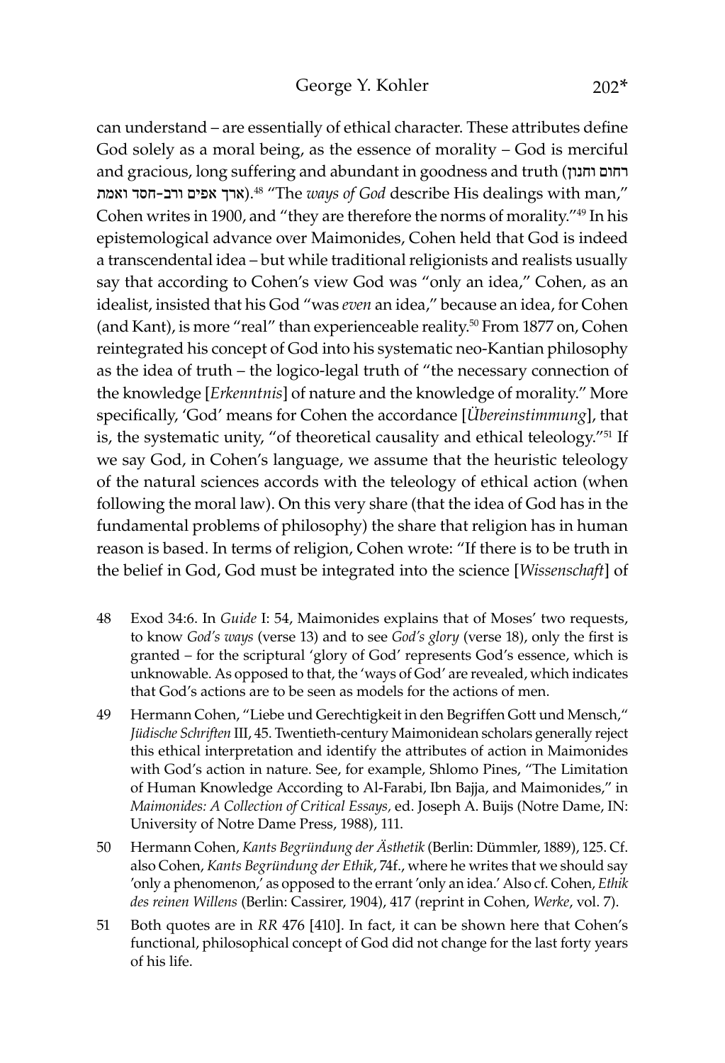can understand – are essentially of ethical character. These attributes define God solely as a moral being, as the essence of morality – God is merciful and gracious, long suffering and abundant in goodness and truth (רחום וחנון ארך אפים ורב-חסד ואמת).[48] "The *ways of God* describe His dealings with man," Cohen writes in 1900, and "they are therefore the norms of morality."[49] In his epistemological advance over Maimonides, Cohen held that God is indeed a transcendental idea – but while traditional religionists and realists usually say that according to Cohen's view God was "only an idea," Cohen, as an idealist, insisted that his God "was *even* an idea," because an idea, for Cohen (and Kant), is more "real" than experienceable reality.[50] From 1877 on, Cohen reintegrated his concept of God into his systematic neo-Kantian philosophy as the idea of truth – the logico-legal truth of "the necessary connection of the knowledge [*Erkenntnis*] of nature and the knowledge of morality." More specifically, 'God' means for Cohen the accordance [*Übereinstimmung*], that is, the systematic unity, "of theoretical causality and ethical teleology."[51] If we say God, in Cohen's language, we assume that the heuristic teleology of the natural sciences accords with the teleology of ethical action (when following the moral law). On this very share (that the idea of God has in the fundamental problems of philosophy) the share that religion has in human reason is based. In terms of religion, Cohen wrote: "If there is to be truth in the belief in God, God must be integrated into the science [*Wissenschaft*] of

48 Exod 34:6. In *Guide* I: 54, Maimonides explains that of Moses' two requests, to know *God's ways* (verse 13) and to see *God's glory* (verse 18), only the first is granted – for the scriptural 'glory of God' represents God's essence, which is unknowable. As opposed to that, the 'ways of God' are revealed, which indicates that God's actions are to be seen as models for the actions of men.

49 Hermann Cohen, "Liebe und Gerechtigkeit in den Begriffen Gott und Mensch," *Jüdische Schriften* III, 45. Twentieth-century Maimonidean scholars generally reject this ethical interpretation and identify the attributes of action in Maimonides with God's action in nature. See, for example, Shlomo Pines, "The Limitation of Human Knowledge According to Al-Farabi, Ibn Bajja, and Maimonides," in *Maimonides: A Collection of Critical Essays,* ed. Joseph A. Buijs (Notre Dame, IN: University of Notre Dame Press, 1988), 111.

50 Hermann Cohen, *Kants Begründung der Ästhetik* (Berlin: Dümmler, 1889), 125. Cf. also Cohen, *Kants Begründung der Ethik*, 74f., where he writes that we should say 'only a phenomenon,' as opposed to the errant 'only an idea.' Also cf. Cohen, *Ethik des reinen Willens* (Berlin: Cassirer, 1904), 417 (reprint in Cohen, *Werke*, vol. 7).

51 Both quotes are in *RR* 476 [410]. In fact, it can be shown here that Cohen's functional, philosophical concept of God did not change for the last forty years of his life.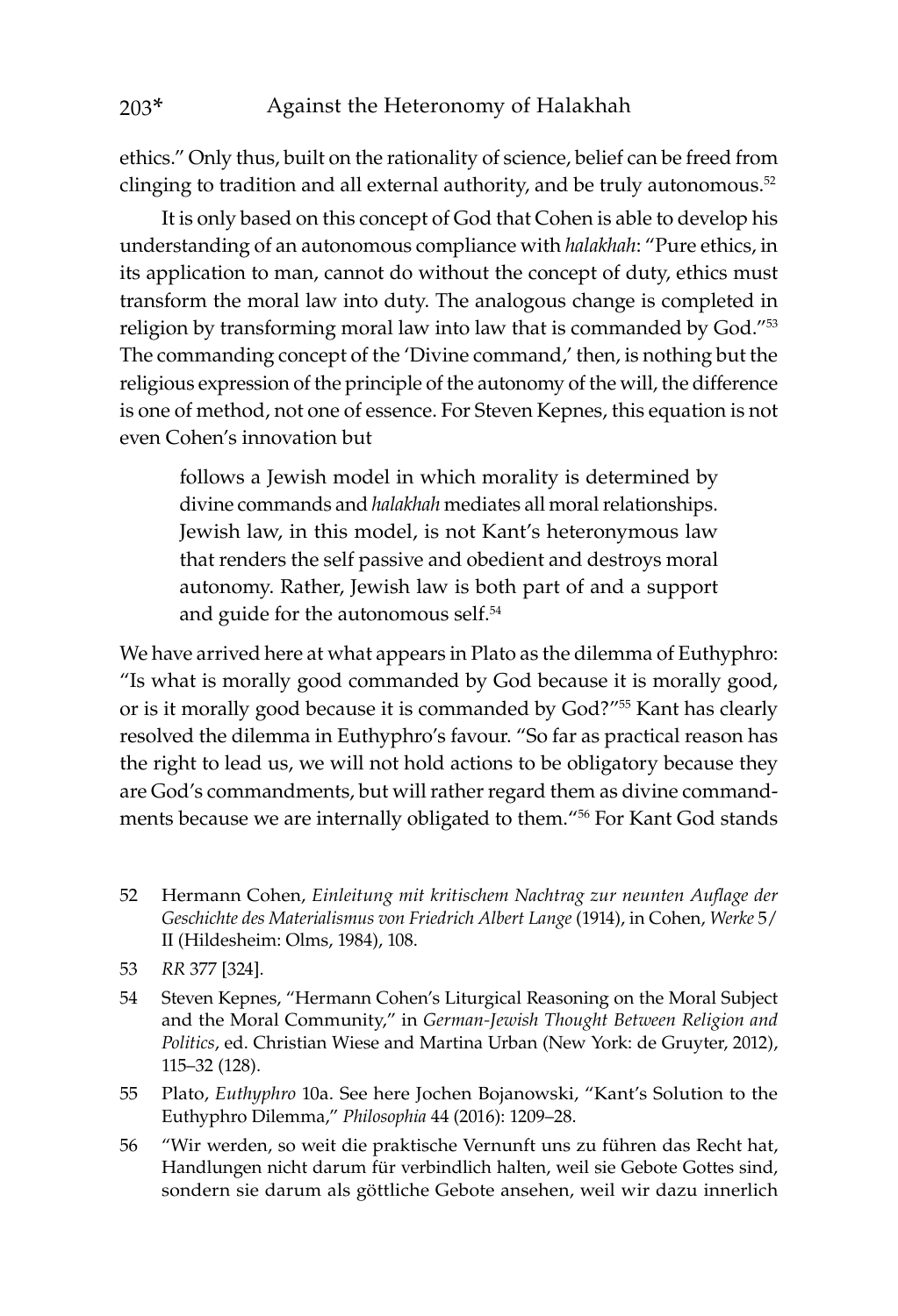ethics." Only thus, built on the rationality of science, belief can be freed from clinging to tradition and all external authority, and be truly autonomous.[52]

It is only based on this concept of God that Cohen is able to develop his understanding of an autonomous compliance with *halakhah*: "Pure ethics, in its application to man, cannot do without the concept of duty, ethics must transform the moral law into duty. The analogous change is completed in religion by transforming moral law into law that is commanded by God."[53] The commanding concept of the 'Divine command,' then, is nothing but the religious expression of the principle of the autonomy of the will, the difference is one of method, not one of essence. For Steven Kepnes, this equation is not even Cohen's innovation but

> follows a Jewish model in which morality is determined by divine commands and *halakhah* mediates all moral relationships. Jewish law, in this model, is not Kant's heteronymous law that renders the self passive and obedient and destroys moral autonomy. Rather, Jewish law is both part of and a support and guide for the autonomous self.[54]

We have arrived here at what appears in Plato as the dilemma of Euthyphro: "Is what is morally good commanded by God because it is morally good, or is it morally good because it is commanded by God?"[55] Kant has clearly resolved the dilemma in Euthyphro's favour. "So far as practical reason has the right to lead us, we will not hold actions to be obligatory because they are God's commandments, but will rather regard them as divine commandments because we are internally obligated to them."[56] For Kant God stands

---

52 Hermann Cohen, *Einleitung mit kritischem Nachtrag zur neunten Auflage der Geschichte des Materialismus von Friedrich Albert Lange* (1914), in Cohen, *Werke* 5/II (Hildesheim: Olms, 1984), 108.

53 *RR* 377 [324].

54 Steven Kepnes, "Hermann Cohen's Liturgical Reasoning on the Moral Subject and the Moral Community," in *German-Jewish Thought Between Religion and Politics*, ed. Christian Wiese and Martina Urban (New York: de Gruyter, 2012), 115–32 (128).

55 Plato, *Euthyphro* 10a. See here Jochen Bojanowski, "Kant's Solution to the Euthyphro Dilemma," *Philosophia* 44 (2016): 1209–28.

56 "Wir werden, so weit die praktische Vernunft uns zu führen das Recht hat, Handlungen nicht darum für verbindlich halten, weil sie Gebote Gottes sind, sondern sie darum als göttliche Gebote ansehen, weil wir dazu innerlich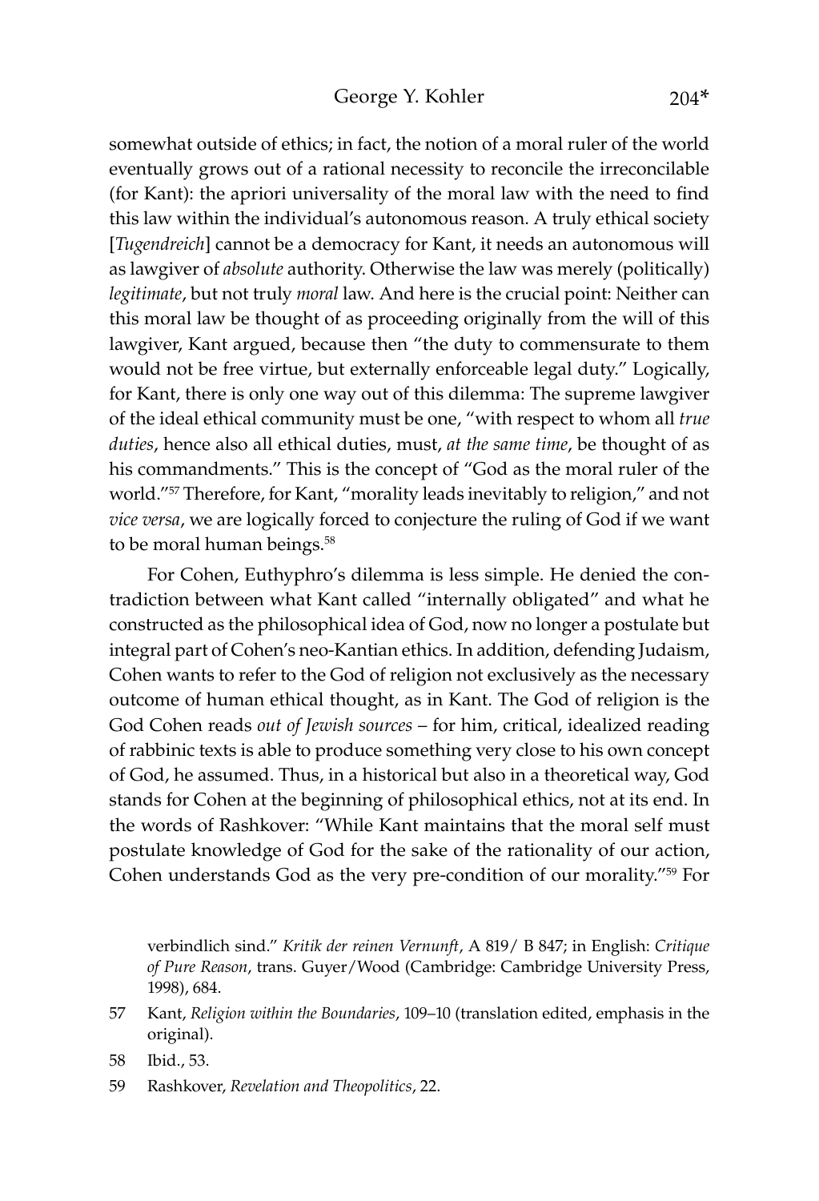somewhat outside of ethics; in fact, the notion of a moral ruler of the world eventually grows out of a rational necessity to reconcile the irreconcilable (for Kant): the apriori universality of the moral law with the need to find this law within the individual's autonomous reason. A truly ethical society [*Tugendreich*] cannot be a democracy for Kant, it needs an autonomous will as lawgiver of *absolute* authority. Otherwise the law was merely (politically) *legitimate*, but not truly *moral* law. And here is the crucial point: Neither can this moral law be thought of as proceeding originally from the will of this lawgiver, Kant argued, because then "the duty to commensurate to them would not be free virtue, but externally enforceable legal duty." Logically, for Kant, there is only one way out of this dilemma: The supreme lawgiver of the ideal ethical community must be one, "with respect to whom all *true duties*, hence also all ethical duties, must, *at the same time*, be thought of as his commandments." This is the concept of "God as the moral ruler of the world."[57] Therefore, for Kant, "morality leads inevitably to religion," and not *vice versa*, we are logically forced to conjecture the ruling of God if we want to be moral human beings.[58]

For Cohen, Euthyphro's dilemma is less simple. He denied the contradiction between what Kant called "internally obligated" and what he constructed as the philosophical idea of God, now no longer a postulate but integral part of Cohen's neo-Kantian ethics. In addition, defending Judaism, Cohen wants to refer to the God of religion not exclusively as the necessary outcome of human ethical thought, as in Kant. The God of religion is the God Cohen reads *out of Jewish sources* – for him, critical, idealized reading of rabbinic texts is able to produce something very close to his own concept of God, he assumed. Thus, in a historical but also in a theoretical way, God stands for Cohen at the beginning of philosophical ethics, not at its end. In the words of Rashkover: "While Kant maintains that the moral self must postulate knowledge of God for the sake of the rationality of our action, Cohen understands God as the very pre-condition of our morality."[59] For

verbindlich sind." *Kritik der reinen Vernunft*, A 819/ B 847; in English: *Critique of Pure Reason*, trans. Guyer/Wood (Cambridge: Cambridge University Press, 1998), 684.

57 Kant, *Religion within the Boundaries*, 109–10 (translation edited, emphasis in the original).

58 Ibid., 53.

59 Rashkover, *Revelation and Theopolitics*, 22.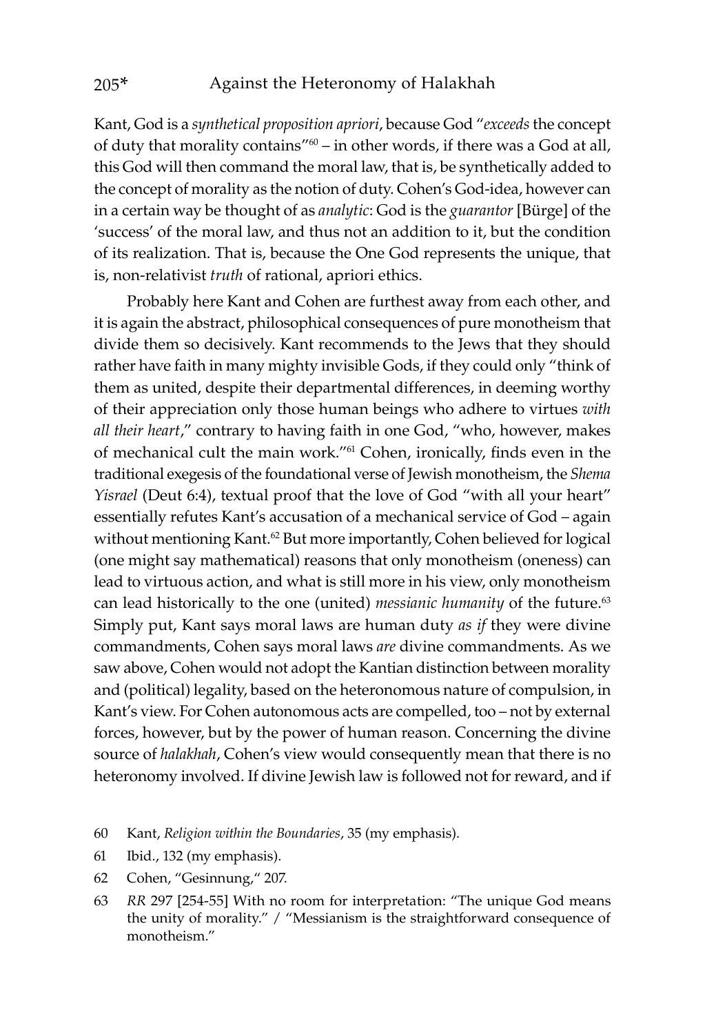Kant, God is a *synthetical proposition apriori*, because God "*exceeds* the concept of duty that morality contains"[60] – in other words, if there was a God at all, this God will then command the moral law, that is, be synthetically added to the concept of morality as the notion of duty. Cohen's God-idea, however can in a certain way be thought of as *analytic*: God is the *guarantor* [Bürge] of the 'success' of the moral law, and thus not an addition to it, but the condition of its realization. That is, because the One God represents the unique, that is, non-relativist *truth* of rational, apriori ethics.

Probably here Kant and Cohen are furthest away from each other, and it is again the abstract, philosophical consequences of pure monotheism that divide them so decisively. Kant recommends to the Jews that they should rather have faith in many mighty invisible Gods, if they could only "think of them as united, despite their departmental differences, in deeming worthy of their appreciation only those human beings who adhere to virtues *with all their heart*," contrary to having faith in one God, "who, however, makes of mechanical cult the main work."[61] Cohen, ironically, finds even in the traditional exegesis of the foundational verse of Jewish monotheism, the *Shema Yisrael* (Deut 6:4), textual proof that the love of God "with all your heart" essentially refutes Kant's accusation of a mechanical service of God – again without mentioning Kant.[62] But more importantly, Cohen believed for logical (one might say mathematical) reasons that only monotheism (oneness) can lead to virtuous action, and what is still more in his view, only monotheism can lead historically to the one (united) *messianic humanity* of the future.[63] Simply put, Kant says moral laws are human duty *as if* they were divine commandments, Cohen says moral laws *are* divine commandments. As we saw above, Cohen would not adopt the Kantian distinction between morality and (political) legality, based on the heteronomous nature of compulsion, in Kant's view. For Cohen autonomous acts are compelled, too – not by external forces, however, but by the power of human reason. Concerning the divine source of *halakhah*, Cohen's view would consequently mean that there is no heteronomy involved. If divine Jewish law is followed not for reward, and if

60 Kant, *Religion within the Boundaries*, 35 (my emphasis).

61 Ibid., 132 (my emphasis).

62 Cohen, "Gesinnung," 207.

63 *RR* 297 [254-55] With no room for interpretation: "The unique God means the unity of morality." / "Messianism is the straightforward consequence of monotheism."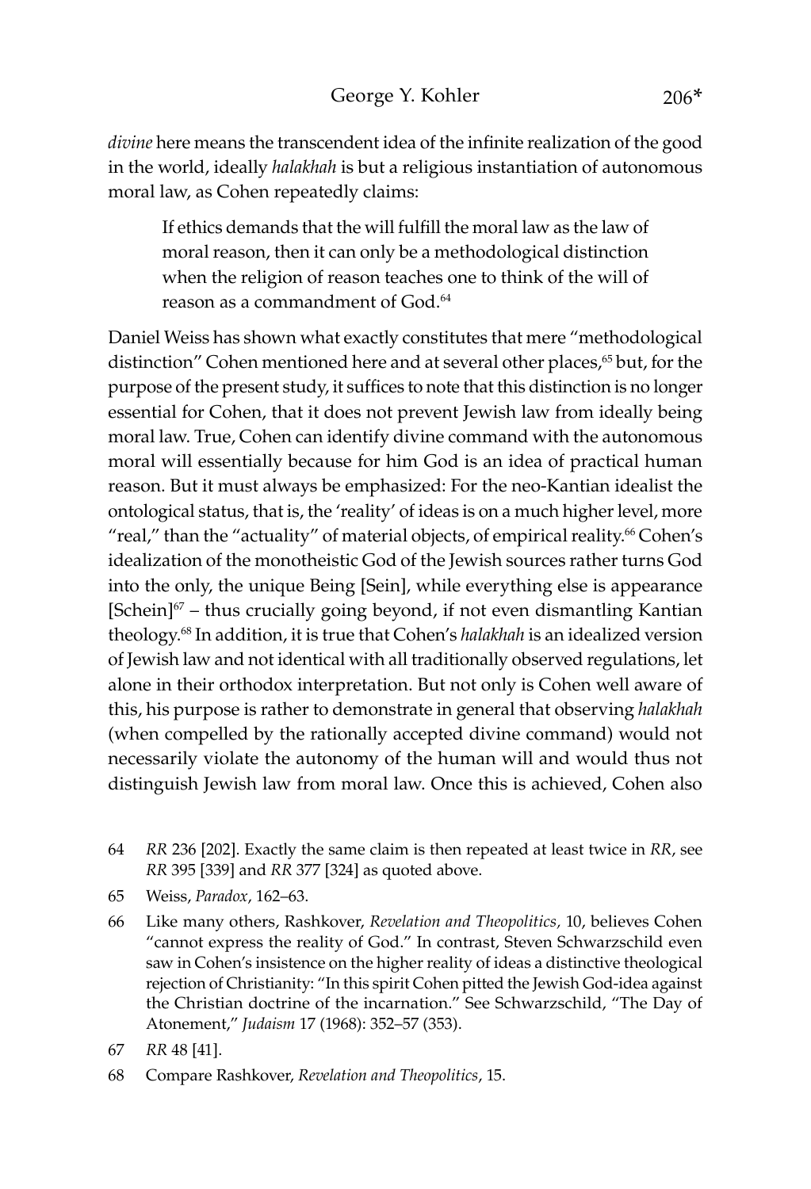*divine* here means the transcendent idea of the infinite realization of the good in the world, ideally *halakhah* is but a religious instantiation of autonomous moral law, as Cohen repeatedly claims:

> If ethics demands that the will fulfill the moral law as the law of moral reason, then it can only be a methodological distinction when the religion of reason teaches one to think of the will of reason as a commandment of God.[64]

Daniel Weiss has shown what exactly constitutes that mere "methodological distinction" Cohen mentioned here and at several other places,[65] but, for the purpose of the present study, it suffices to note that this distinction is no longer essential for Cohen, that it does not prevent Jewish law from ideally being moral law. True, Cohen can identify divine command with the autonomous moral will essentially because for him God is an idea of practical human reason. But it must always be emphasized: For the neo-Kantian idealist the ontological status, that is, the 'reality' of ideas is on a much higher level, more "real," than the "actuality" of material objects, of empirical reality.[66] Cohen's idealization of the monotheistic God of the Jewish sources rather turns God into the only, the unique Being [Sein], while everything else is appearance [Schein][67] – thus crucially going beyond, if not even dismantling Kantian theology.[68] In addition, it is true that Cohen's *halakhah* is an idealized version of Jewish law and not identical with all traditionally observed regulations, let alone in their orthodox interpretation. But not only is Cohen well aware of this, his purpose is rather to demonstrate in general that observing *halakhah* (when compelled by the rationally accepted divine command) would not necessarily violate the autonomy of the human will and would thus not distinguish Jewish law from moral law. Once this is achieved, Cohen also

64 *RR* 236 [202]. Exactly the same claim is then repeated at least twice in *RR*, see *RR* 395 [339] and *RR* 377 [324] as quoted above.

65 Weiss, *Paradox*, 162–63.

66 Like many others, Rashkover, *Revelation and Theopolitics,* 10, believes Cohen "cannot express the reality of God." In contrast, Steven Schwarzschild even saw in Cohen's insistence on the higher reality of ideas a distinctive theological rejection of Christianity: "In this spirit Cohen pitted the Jewish God-idea against the Christian doctrine of the incarnation." See Schwarzschild, "The Day of Atonement," *Judaism* 17 (1968): 352–57 (353).

67 *RR* 48 [41].

68 Compare Rashkover, *Revelation and Theopolitics*, 15.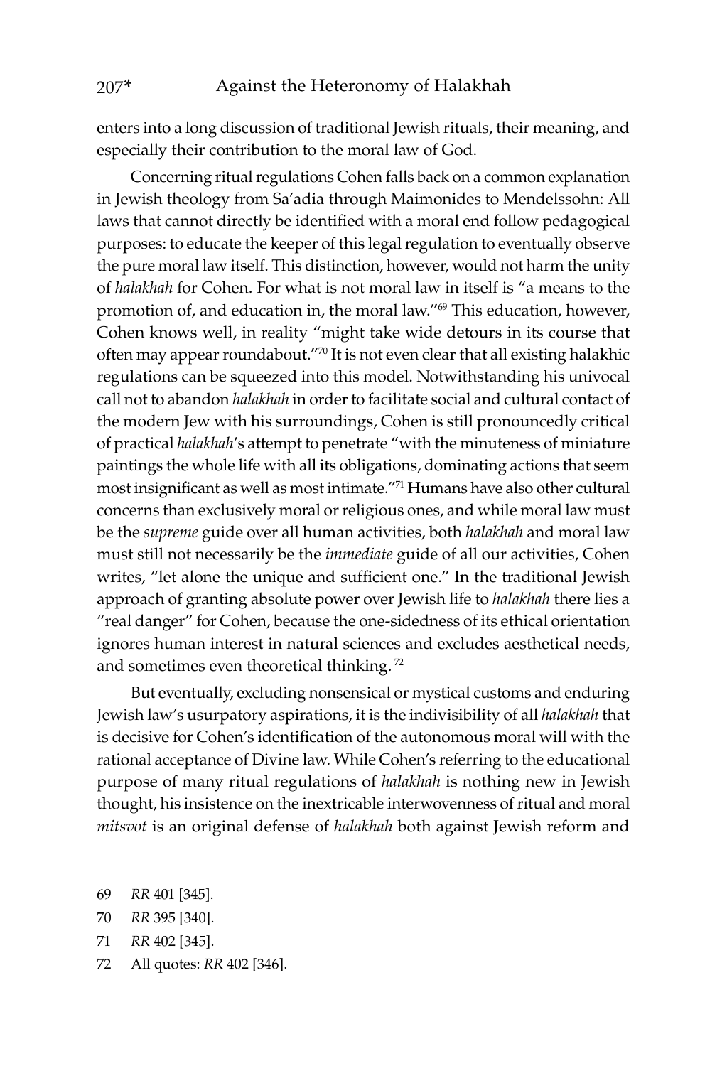enters into a long discussion of traditional Jewish rituals, their meaning, and especially their contribution to the moral law of God.

Concerning ritual regulations Cohen falls back on a common explanation in Jewish theology from Sa'adia through Maimonides to Mendelssohn: All laws that cannot directly be identified with a moral end follow pedagogical purposes: to educate the keeper of this legal regulation to eventually observe the pure moral law itself. This distinction, however, would not harm the unity of *halakhah* for Cohen. For what is not moral law in itself is "a means to the promotion of, and education in, the moral law."[69] This education, however, Cohen knows well, in reality "might take wide detours in its course that often may appear roundabout."[70] It is not even clear that all existing halakhic regulations can be squeezed into this model. Notwithstanding his univocal call not to abandon *halakhah* in order to facilitate social and cultural contact of the modern Jew with his surroundings, Cohen is still pronouncedly critical of practical *halakhah*'s attempt to penetrate "with the minuteness of miniature paintings the whole life with all its obligations, dominating actions that seem most insignificant as well as most intimate."[71] Humans have also other cultural concerns than exclusively moral or religious ones, and while moral law must be the *supreme* guide over all human activities, both *halakhah* and moral law must still not necessarily be the *immediate* guide of all our activities, Cohen writes, "let alone the unique and sufficient one." In the traditional Jewish approach of granting absolute power over Jewish life to *halakhah* there lies a "real danger" for Cohen, because the one-sidedness of its ethical orientation ignores human interest in natural sciences and excludes aesthetical needs, and sometimes even theoretical thinking.[72]

But eventually, excluding nonsensical or mystical customs and enduring Jewish law's usurpatory aspirations, it is the indivisibility of all *halakhah* that is decisive for Cohen's identification of the autonomous moral will with the rational acceptance of Divine law. While Cohen's referring to the educational purpose of many ritual regulations of *halakhah* is nothing new in Jewish thought, his insistence on the inextricable interwovenness of ritual and moral *mitsvot* is an original defense of *halakhah* both against Jewish reform and

69 *RR* 401 [345].

70 *RR* 395 [340].

71 *RR* 402 [345].

72 All quotes: *RR* 402 [346].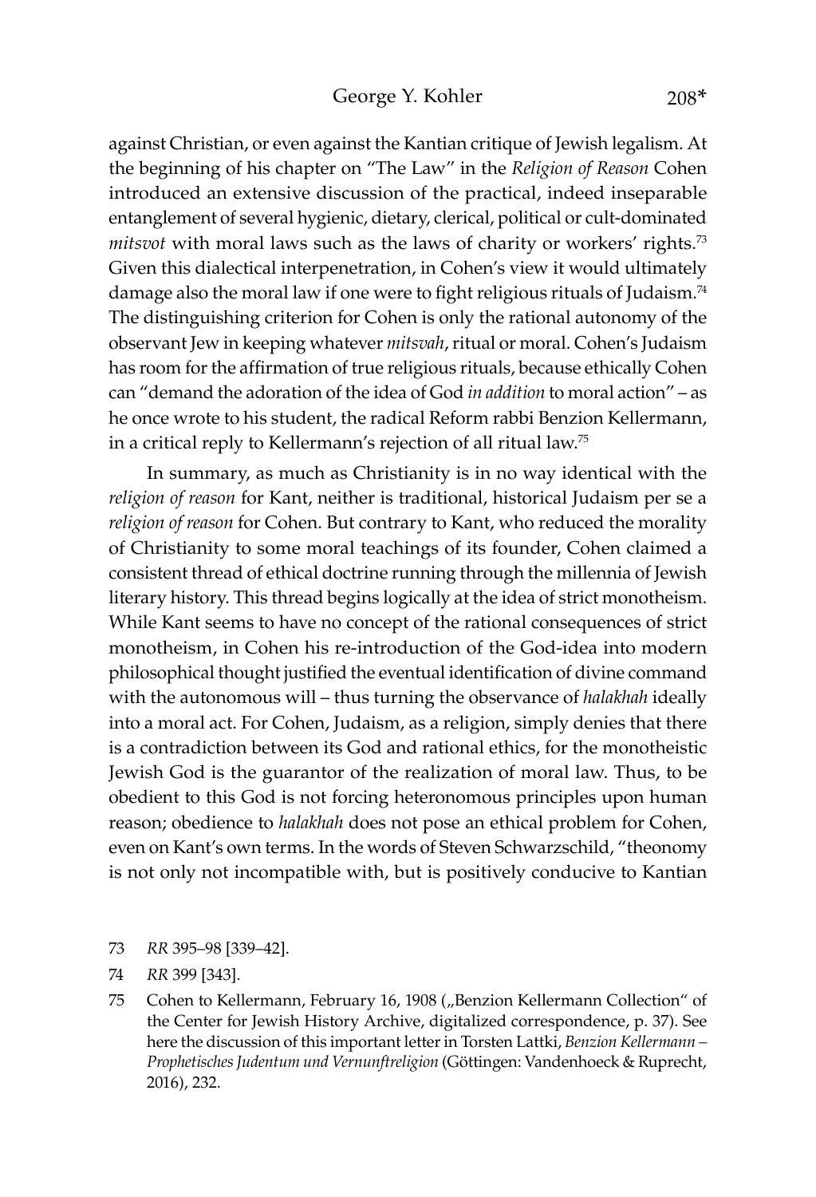against Christian, or even against the Kantian critique of Jewish legalism. At the beginning of his chapter on "The Law" in the *Religion of Reason* Cohen introduced an extensive discussion of the practical, indeed inseparable entanglement of several hygienic, dietary, clerical, political or cult-dominated *mitsvot* with moral laws such as the laws of charity or workers' rights.[73] Given this dialectical interpenetration, in Cohen's view it would ultimately damage also the moral law if one were to fight religious rituals of Judaism.[74] The distinguishing criterion for Cohen is only the rational autonomy of the observant Jew in keeping whatever *mitsvah*, ritual or moral. Cohen's Judaism has room for the affirmation of true religious rituals, because ethically Cohen can "demand the adoration of the idea of God *in addition* to moral action" – as he once wrote to his student, the radical Reform rabbi Benzion Kellermann, in a critical reply to Kellermann's rejection of all ritual law.[75]

In summary, as much as Christianity is in no way identical with the *religion of reason* for Kant, neither is traditional, historical Judaism per se a *religion of reason* for Cohen. But contrary to Kant, who reduced the morality of Christianity to some moral teachings of its founder, Cohen claimed a consistent thread of ethical doctrine running through the millennia of Jewish literary history. This thread begins logically at the idea of strict monotheism. While Kant seems to have no concept of the rational consequences of strict monotheism, in Cohen his re-introduction of the God-idea into modern philosophical thought justified the eventual identification of divine command with the autonomous will – thus turning the observance of *halakhah* ideally into a moral act. For Cohen, Judaism, as a religion, simply denies that there is a contradiction between its God and rational ethics, for the monotheistic Jewish God is the guarantor of the realization of moral law. Thus, to be obedient to this God is not forcing heteronomous principles upon human reason; obedience to *halakhah* does not pose an ethical problem for Cohen, even on Kant's own terms. In the words of Steven Schwarzschild, "theonomy is not only not incompatible with, but is positively conducive to Kantian

73 *RR* 395–98 [339–42].

74 *RR* 399 [343].

75 Cohen to Kellermann, February 16, 1908 („Benzion Kellermann Collection" of the Center for Jewish History Archive, digitalized correspondence, p. 37). See here the discussion of this important letter in Torsten Lattki, *Benzion Kellermann – Prophetisches Judentum und Vernunftreligion* (Göttingen: Vandenhoeck & Ruprecht, 2016), 232.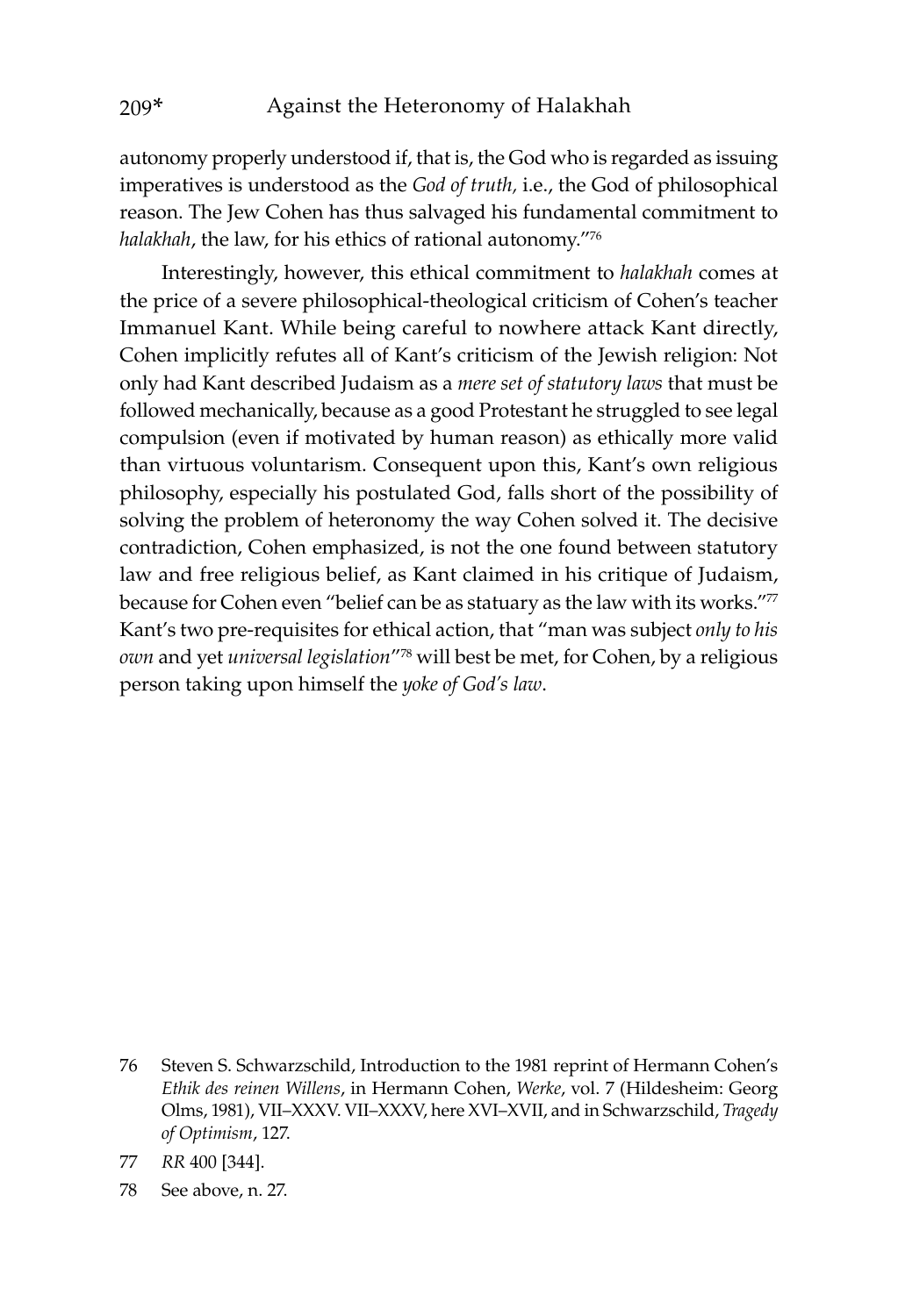autonomy properly understood if, that is, the God who is regarded as issuing imperatives is understood as the *God of truth,* i.e., the God of philosophical reason. The Jew Cohen has thus salvaged his fundamental commitment to *halakhah*, the law, for his ethics of rational autonomy."[76]

Interestingly, however, this ethical commitment to *halakhah* comes at the price of a severe philosophical-theological criticism of Cohen's teacher Immanuel Kant. While being careful to nowhere attack Kant directly, Cohen implicitly refutes all of Kant's criticism of the Jewish religion: Not only had Kant described Judaism as a *mere set of statutory laws* that must be followed mechanically, because as a good Protestant he struggled to see legal compulsion (even if motivated by human reason) as ethically more valid than virtuous voluntarism. Consequent upon this, Kant's own religious philosophy, especially his postulated God, falls short of the possibility of solving the problem of heteronomy the way Cohen solved it. The decisive contradiction, Cohen emphasized, is not the one found between statutory law and free religious belief, as Kant claimed in his critique of Judaism, because for Cohen even "belief can be as statuary as the law with its works."[77] Kant's two pre-requisites for ethical action, that "man was subject *only to his own* and yet *universal legislation*"[78] will best be met, for Cohen, by a religious person taking upon himself the *yoke of God's law*.

---

76 Steven S. Schwarzschild, Introduction to the 1981 reprint of Hermann Cohen's *Ethik des reinen Willens*, in Hermann Cohen, *Werke*, vol. 7 (Hildesheim: Georg Olms, 1981), VII–XXXV. VII–XXXV, here XVI–XVII, and in Schwarzschild, *Tragedy of Optimism*, 127.

77 *RR* 400 [344].

78 See above, n. 27.